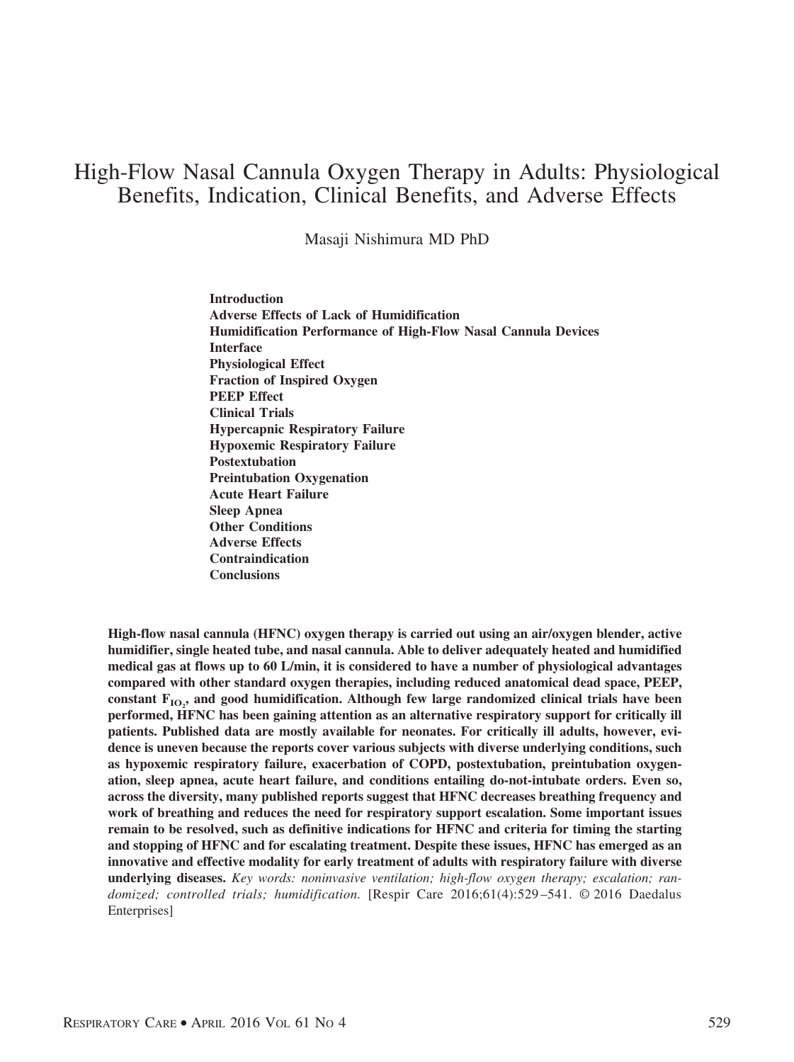# High-Flow Nasal Cannula Oxygen Therapy in Adults: Physiological Benefits, Indication, Clinical Benefits, and Adverse Effects

Masaji Nishimura MD PhD

**Introduction**
**Adverse Effects of Lack of Humidification**
**Humidification Performance of High-Flow Nasal Cannula Devices**
**Interface**
**Physiological Effect**
**Fraction of Inspired Oxygen**
**PEEP Effect**
**Clinical Trials**
**Hypercapnic Respiratory Failure**
**Hypoxemic Respiratory Failure**
**Postextubation**
**Preintubation Oxygenation**
**Acute Heart Failure**
**Sleep Apnea**
**Other Conditions**
**Adverse Effects**
**Contraindication**
**Conclusions**

**High-flow nasal cannula (HFNC) oxygen therapy is carried out using an air/oxygen blender, active humidifier, single heated tube, and nasal cannula. Able to deliver adequately heated and humidified medical gas at flows up to 60 L/min, it is considered to have a number of physiological advantages compared with other standard oxygen therapies, including reduced anatomical dead space, PEEP, constant $F_{IO_2}$, and good humidification. Although few large randomized clinical trials have been performed, HFNC has been gaining attention as an alternative respiratory support for critically ill patients. Published data are mostly available for neonates. For critically ill adults, however, evidence is uneven because the reports cover various subjects with diverse underlying conditions, such as hypoxemic respiratory failure, exacerbation of COPD, postextubation, preintubation oxygenation, sleep apnea, acute heart failure, and conditions entailing do-not-intubate orders. Even so, across the diversity, many published reports suggest that HFNC decreases breathing frequency and work of breathing and reduces the need for respiratory support escalation. Some important issues remain to be resolved, such as definitive indications for HFNC and criteria for timing the starting and stopping of HFNC and for escalating treatment. Despite these issues, HFNC has emerged as an innovative and effective modality for early treatment of adults with respiratory failure with diverse underlying diseases.** *Key words: noninvasive ventilation; high-flow oxygen therapy; escalation; randomized; controlled trials; humidification.* [Respir Care 2016;61(4):529–541. © 2016 Daedalus Enterprises]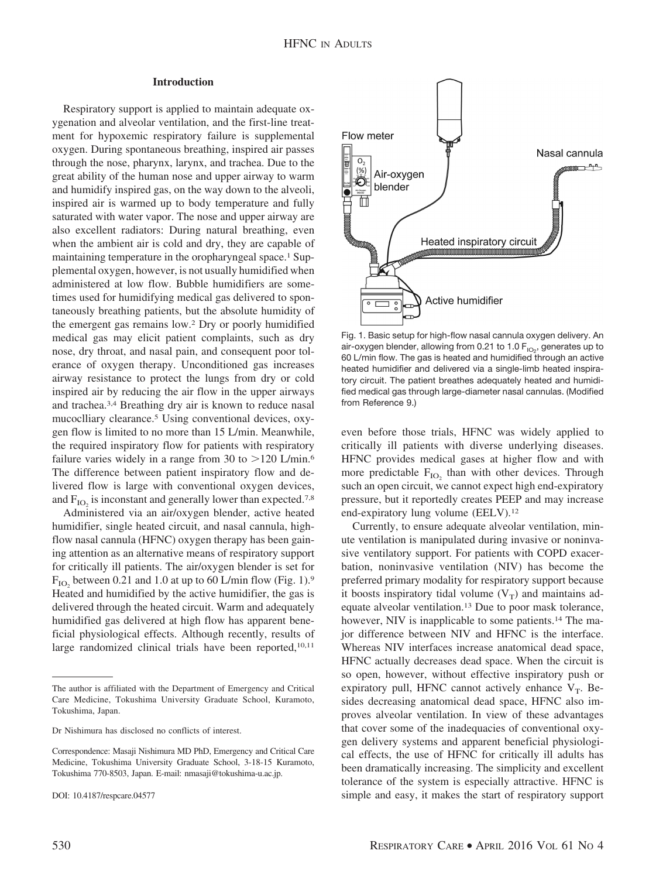## Introduction

Respiratory support is applied to maintain adequate oxygenation and alveolar ventilation, and the first-line treatment for hypoxemic respiratory failure is supplemental oxygen. During spontaneous breathing, inspired air passes through the nose, pharynx, larynx, and trachea. Due to the great ability of the human nose and upper airway to warm and humidify inspired gas, on the way down to the alveoli, inspired air is warmed up to body temperature and fully saturated with water vapor. The nose and upper airway are also excellent radiators: During natural breathing, even when the ambient air is cold and dry, they are capable of maintaining temperature in the oropharyngeal space.[1] Supplemental oxygen, however, is not usually humidified when administered at low flow. Bubble humidifiers are sometimes used for humidifying medical gas delivered to spontaneously breathing patients, but the absolute humidity of the emergent gas remains low.[2] Dry or poorly humidified medical gas may elicit patient complaints, such as dry nose, dry throat, and nasal pain, and consequent poor tolerance of oxygen therapy. Unconditioned gas increases airway resistance to protect the lungs from dry or cold inspired air by reducing the air flow in the upper airways and trachea.[3,4] Breathing dry air is known to reduce nasal mucocilliary clearance.[5] Using conventional devices, oxygen flow is limited to no more than 15 L/min. Meanwhile, the required inspiratory flow for patients with respiratory failure varies widely in a range from 30 to >120 L/min.[6] The difference between patient inspiratory flow and delivered flow is large with conventional oxygen devices, and $F_{IO_2}$ is inconstant and generally lower than expected.[7,8]

Administered via an air/oxygen blender, active heated humidifier, single heated circuit, and nasal cannula, high-flow nasal cannula (HFNC) oxygen therapy has been gaining attention as an alternative means of respiratory support for critically ill patients. The air/oxygen blender is set for $F_{IO_2}$ between 0.21 and 1.0 at up to 60 L/min flow (Fig. 1).[9] Heated and humidified by the active humidifier, the gas is delivered through the heated circuit. Warm and adequately humidified gas delivered at high flow has apparent beneficial physiological effects. Although recently, results of large randomized clinical trials have been reported,[10,11] even before those trials, HFNC was widely applied to critically ill patients with diverse underlying diseases. HFNC provides medical gases at higher flow and with more predictable $F_{IO_2}$ than with other devices. Through such an open circuit, we cannot expect high end-expiratory pressure, but it reportedly creates PEEP and may increase end-expiratory lung volume (EELV).[12]

Fig. 1. Basic setup for high-flow nasal cannula oxygen delivery. An air-oxygen blender, allowing from 0.21 to 1.0 $F_{IO_2}$, generates up to 60 L/min flow. The gas is heated and humidified through an active heated humidifier and delivered via a single-limb heated inspiratory circuit. The patient breathes adequately heated and humidified medical gas through large-diameter nasal cannulas. (Modified from Reference 9.)

Currently, to ensure adequate alveolar ventilation, minute ventilation is manipulated during invasive or noninvasive ventilatory support. For patients with COPD exacerbation, noninvasive ventilation (NIV) has become the preferred primary modality for respiratory support because it boosts inspiratory tidal volume ($V_T$) and maintains adequate alveolar ventilation.[13] Due to poor mask tolerance, however, NIV is inapplicable to some patients.[14] The major difference between NIV and HFNC is the interface. Whereas NIV interfaces increase anatomical dead space, HFNC actually decreases dead space. When the circuit is so open, however, without effective inspiratory push or expiratory pull, HFNC cannot actively enhance $V_T$. Besides decreasing anatomical dead space, HFNC also improves alveolar ventilation. In view of these advantages that cover some of the inadequacies of conventional oxygen delivery systems and apparent beneficial physiological effects, the use of HFNC for critically ill adults has been dramatically increasing. The simplicity and excellent tolerance of the system is especially attractive. HFNC is simple and easy, it makes the start of respiratory support

The author is affiliated with the Department of Emergency and Critical Care Medicine, Tokushima University Graduate School, Kuramoto, Tokushima, Japan.

Dr Nishimura has disclosed no conflicts of interest.

Correspondence: Masaji Nishimura MD PhD, Emergency and Critical Care Medicine, Tokushima University Graduate School, 3-18-15 Kuramoto, Tokushima 770-8503, Japan. E-mail: nmasaji@tokushima-u.ac.jp.

DOI: 10.4187/respcare.04577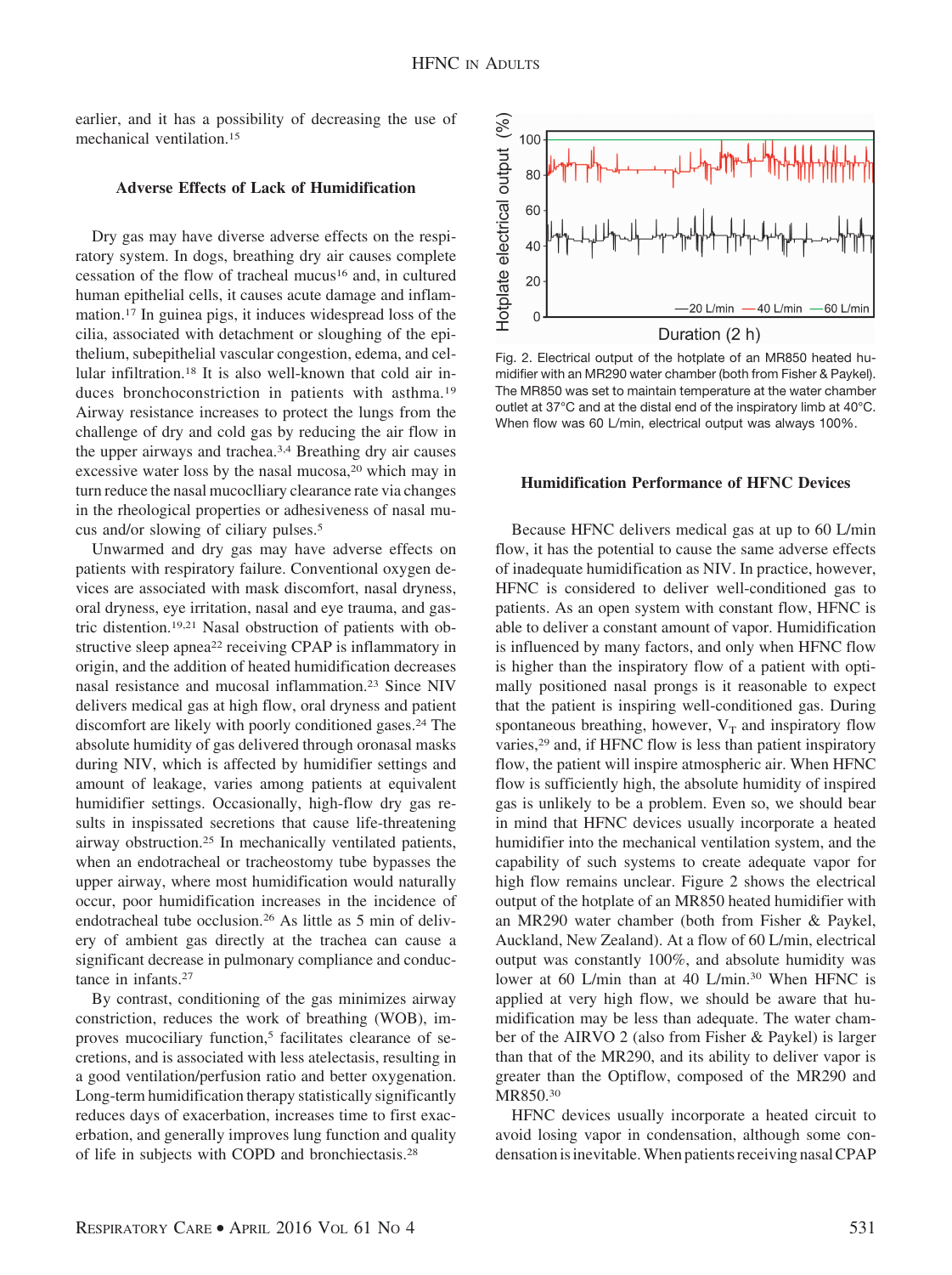earlier, and it has a possibility of decreasing the use of mechanical ventilation.[15]

### Adverse Effects of Lack of Humidification

Dry gas may have diverse adverse effects on the respiratory system. In dogs, breathing dry air causes complete cessation of the flow of tracheal mucus[16] and, in cultured human epithelial cells, it causes acute damage and inflammation.[17] In guinea pigs, it induces widespread loss of the cilia, associated with detachment or sloughing of the epithelium, subepithelial vascular congestion, edema, and cellular infiltration.[18] It is also well-known that cold air induces bronchoconstriction in patients with asthma.[19] Airway resistance increases to protect the lungs from the challenge of dry and cold gas by reducing the air flow in the upper airways and trachea.[3,4] Breathing dry air causes excessive water loss by the nasal mucosa,[20] which may in turn reduce the nasal mucociliary clearance rate via changes in the rheological properties or adhesiveness of nasal mucus and/or slowing of ciliary pulses.[5]

Unwarmed and dry gas may have adverse effects on patients with respiratory failure. Conventional oxygen devices are associated with mask discomfort, nasal dryness, oral dryness, eye irritation, nasal and eye trauma, and gastric distention.[19,21] Nasal obstruction of patients with obstructive sleep apnea[22] receiving CPAP is inflammatory in origin, and the addition of heated humidification decreases nasal resistance and mucosal inflammation.[23] Since NIV delivers medical gas at high flow, oral dryness and patient discomfort are likely with poorly conditioned gases.[24] The absolute humidity of gas delivered through oronasal masks during NIV, which is affected by humidifier settings and amount of leakage, varies among patients at equivalent humidifier settings. Occasionally, high-flow dry gas results in inspissated secretions that cause life-threatening airway obstruction.[25] In mechanically ventilated patients, when an endotracheal or tracheostomy tube bypasses the upper airway, where most humidification would naturally occur, poor humidification increases in the incidence of endotracheal tube occlusion.[26] As little as 5 min of delivery of ambient gas directly at the trachea can cause a significant decrease in pulmonary compliance and conductance in infants.[27]

By contrast, conditioning of the gas minimizes airway constriction, reduces the work of breathing (WOB), improves mucociliary function,[5] facilitates clearance of secretions, and is associated with less atelectasis, resulting in a good ventilation/perfusion ratio and better oxygenation. Long-term humidification therapy statistically significantly reduces days of exacerbation, increases time to first exacerbation, and generally improves lung function and quality of life in subjects with COPD and bronchiectasis.[28]

Fig. 2. Electrical output of the hotplate of an MR850 heated humidifier with an MR290 water chamber (both from Fisher & Paykel). The MR850 was set to maintain temperature at the water chamber outlet at 37°C and at the distal end of the inspiratory limb at 40°C. When flow was 60 L/min, electrical output was always 100%.

### Humidification Performance of HFNC Devices

Because HFNC delivers medical gas at up to 60 L/min flow, it has the potential to cause the same adverse effects of inadequate humidification as NIV. In practice, however, HFNC is considered to deliver well-conditioned gas to patients. As an open system with constant flow, HFNC is able to deliver a constant amount of vapor. Humidification is influenced by many factors, and only when HFNC flow is higher than the inspiratory flow of a patient with optimally positioned nasal prongs is it reasonable to expect that the patient is inspiring well-conditioned gas. During spontaneous breathing, however, $V_T$ and inspiratory flow varies,[29] and, if HFNC flow is less than patient inspiratory flow, the patient will inspire atmospheric air. When HFNC flow is sufficiently high, the absolute humidity of inspired gas is unlikely to be a problem. Even so, we should bear in mind that HFNC devices usually incorporate a heated humidifier into the mechanical ventilation system, and the capability of such systems to create adequate vapor for high flow remains unclear. Figure 2 shows the electrical output of the hotplate of an MR850 heated humidifier with an MR290 water chamber (both from Fisher & Paykel, Auckland, New Zealand). At a flow of 60 L/min, electrical output was constantly 100%, and absolute humidity was lower at 60 L/min than at 40 L/min.[30] When HFNC is applied at very high flow, we should be aware that humidification may be less than adequate. The water chamber of the AIRVO 2 (also from Fisher & Paykel) is larger than that of the MR290, and its ability to deliver vapor is greater than the Optiflow, composed of the MR290 and MR850.[30]

HFNC devices usually incorporate a heated circuit to avoid losing vapor in condensation, although some condensation is inevitable. When patients receiving nasal CPAP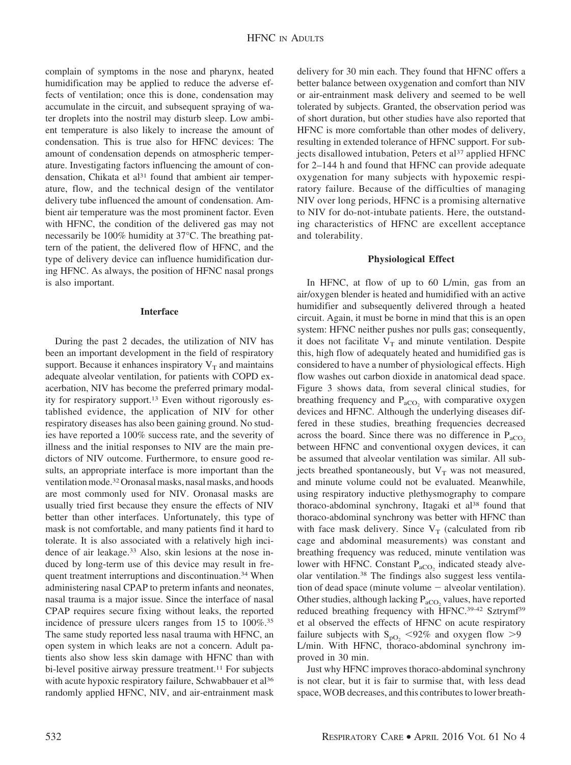complain of symptoms in the nose and pharynx, heated humidification may be applied to reduce the adverse effects of ventilation; once this is done, condensation may accumulate in the circuit, and subsequent spraying of water droplets into the nostril may disturb sleep. Low ambient temperature is also likely to increase the amount of condensation. This is true also for HFNC devices: The amount of condensation depends on atmospheric temperature. Investigating factors influencing the amount of condensation, Chikata et al[31] found that ambient air temperature, flow, and the technical design of the ventilator delivery tube influenced the amount of condensation. Ambient air temperature was the most prominent factor. Even with HFNC, the condition of the delivered gas may not necessarily be 100% humidity at 37°C. The breathing pattern of the patient, the delivered flow of HFNC, and the type of delivery device can influence humidification during HFNC. As always, the position of HFNC nasal prongs is also important.

## Interface

During the past 2 decades, the utilization of NIV has been an important development in the field of respiratory support. Because it enhances inspiratory $V_T$ and maintains adequate alveolar ventilation, for patients with COPD exacerbation, NIV has become the preferred primary modality for respiratory support.[13] Even without rigorously established evidence, the application of NIV for other respiratory diseases has also been gaining ground. No studies have reported a 100% success rate, and the severity of illness and the initial responses to NIV are the main predictors of NIV outcome. Furthermore, to ensure good results, an appropriate interface is more important than the ventilation mode.[32] Oronasal masks, nasal masks, and hoods are most commonly used for NIV. Oronasal masks are usually tried first because they ensure the effects of NIV better than other interfaces. Unfortunately, this type of mask is not comfortable, and many patients find it hard to tolerate. It is also associated with a relatively high incidence of air leakage.[33] Also, skin lesions at the nose induced by long-term use of this device may result in frequent treatment interruptions and discontinuation.[34] When administering nasal CPAP to preterm infants and neonates, nasal trauma is a major issue. Since the interface of nasal CPAP requires secure fixing without leaks, the reported incidence of pressure ulcers ranges from 15 to 100%.[35] The same study reported less nasal trauma with HFNC, an open system in which leaks are not a concern. Adult patients also show less skin damage with HFNC than with bi-level positive airway pressure treatment.[11] For subjects with acute hypoxic respiratory failure, Schwabbauer et al[36] randomly applied HFNC, NIV, and air-entrainment mask delivery for 30 min each. They found that HFNC offers a better balance between oxygenation and comfort than NIV or air-entrainment mask delivery and seemed to be well tolerated by subjects. Granted, the observation period was of short duration, but other studies have also reported that HFNC is more comfortable than other modes of delivery, resulting in extended tolerance of HFNC support. For subjects disallowed intubation, Peters et al[37] applied HFNC for 2–144 h and found that HFNC can provide adequate oxygenation for many subjects with hypoxemic respiratory failure. Because of the difficulties of managing NIV over long periods, HFNC is a promising alternative to NIV for do-not-intubate patients. Here, the outstanding characteristics of HFNC are excellent acceptance and tolerability.

## Physiological Effect

In HFNC, at flow of up to 60 L/min, gas from an air/oxygen blender is heated and humidified with an active humidifier and subsequently delivered through a heated circuit. Again, it must be borne in mind that this is an open system: HFNC neither pushes nor pulls gas; consequently, it does not facilitate $V_T$ and minute ventilation. Despite this, high flow of adequately heated and humidified gas is considered to have a number of physiological effects. High flow washes out carbon dioxide in anatomical dead space. Figure 3 shows data, from several clinical studies, for breathing frequency and $P_{aCO_2}$ with comparative oxygen devices and HFNC. Although the underlying diseases differed in these studies, breathing frequencies decreased across the board. Since there was no difference in $P_{aCO_2}$ between HFNC and conventional oxygen devices, it can be assumed that alveolar ventilation was similar. All subjects breathed spontaneously, but $V_T$ was not measured, and minute volume could not be evaluated. Meanwhile, using respiratory inductive plethysmography to compare thoraco-abdominal synchrony, Itagaki et al[38] found that thoraco-abdominal synchrony was better with HFNC than with face mask delivery. Since $V_T$ (calculated from rib cage and abdominal measurements) was constant and breathing frequency was reduced, minute ventilation was lower with HFNC. Constant $P_{aCO_2}$ indicated steady alveolar ventilation.[38] The findings also suggest less ventilation of dead space (minute volume − alveolar ventilation). Other studies, although lacking $P_{aCO_2}$ values, have reported reduced breathing frequency with HFNC.[39-42] Sztrymf[39] et al observed the effects of HFNC on acute respiratory failure subjects with $S_{pO_2}$ <92% and oxygen flow >9 L/min. With HFNC, thoraco-abdominal synchrony improved in 30 min.

Just why HFNC improves thoraco-abdominal synchrony is not clear, but it is fair to surmise that, with less dead space, WOB decreases, and this contributes to lower breath-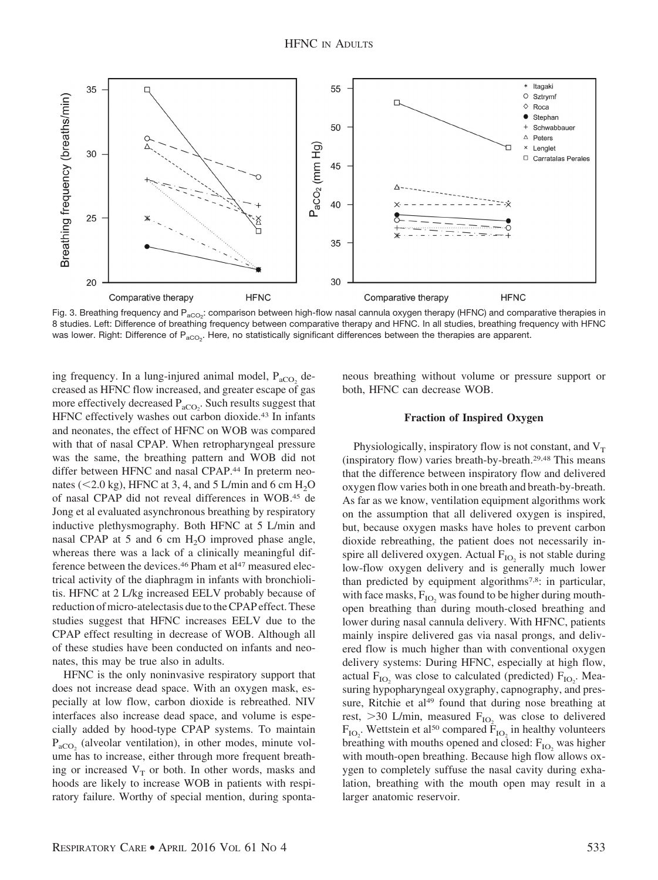Fig. 3. Breathing frequency and $P_{aCO_2}$: comparison between high-flow nasal cannula oxygen therapy (HFNC) and comparative therapies in 8 studies. Left: Difference of breathing frequency between comparative therapy and HFNC. In all studies, breathing frequency with HFNC was lower. Right: Difference of $P_{aCO_2}$. Here, no statistically significant differences between the therapies are apparent.

ing frequency. In a lung-injured animal model, $P_{aCO_2}$ decreased as HFNC flow increased, and greater escape of gas more effectively decreased $P_{aCO_2}$. Such results suggest that HFNC effectively washes out carbon dioxide.[43] In infants and neonates, the effect of HFNC on WOB was compared with that of nasal CPAP. When retropharyngeal pressure was the same, the breathing pattern and WOB did not differ between HFNC and nasal CPAP.[44] In preterm neonates (<2.0 kg), HFNC at 3, 4, and 5 L/min and 6 cm $H_2O$ of nasal CPAP did not reveal differences in WOB.[45] de Jong et al evaluated asynchronous breathing by respiratory inductive plethysmography. Both HFNC at 5 L/min and nasal CPAP at 5 and 6 cm $H_2O$ improved phase angle, whereas there was a lack of a clinically meaningful difference between the devices.[46] Pham et al[47] measured electrical activity of the diaphragm in infants with bronchiolitis. HFNC at 2 L/kg increased EELV probably because of reduction of micro-atelectasis due to the CPAP effect. These studies suggest that HFNC increases EELV due to the CPAP effect resulting in decrease of WOB. Although all of these studies have been conducted on infants and neonates, this may be true also in adults.

HFNC is the only noninvasive respiratory support that does not increase dead space. With an oxygen mask, especially at low flow, carbon dioxide is rebreathed. NIV interfaces also increase dead space, and volume is especially added by hood-type CPAP systems. To maintain $P_{aCO_2}$ (alveolar ventilation), in other modes, minute volume has to increase, either through more frequent breathing or increased $V_T$ or both. In other words, masks and hoods are likely to increase WOB in patients with respiratory failure. Worthy of special mention, during spontaneous breathing without volume or pressure support or both, HFNC can decrease WOB.

## Fraction of Inspired Oxygen

Physiologically, inspiratory flow is not constant, and $V_T$ (inspiratory flow) varies breath-by-breath.[29,48] This means that the difference between inspiratory flow and delivered oxygen flow varies both in one breath and breath-by-breath. As far as we know, ventilation equipment algorithms work on the assumption that all delivered oxygen is inspired, but, because oxygen masks have holes to prevent carbon dioxide rebreathing, the patient does not necessarily inspire all delivered oxygen. Actual $F_{IO_2}$ is not stable during low-flow oxygen delivery and is generally much lower than predicted by equipment algorithms[7,8]: in particular, with face masks, $F_{IO_2}$ was found to be higher during mouth-open breathing than during mouth-closed breathing and lower during nasal cannula delivery. With HFNC, patients mainly inspire delivered gas via nasal prongs, and delivered flow is much higher than with conventional oxygen delivery systems: During HFNC, especially at high flow, actual $F_{IO_2}$ was close to calculated (predicted) $F_{IO_2}$. Measuring hypopharyngeal oxygraphy, capnography, and pressure, Ritchie et al[49] found that during nose breathing at rest, >30 L/min, measured $F_{IO_2}$ was close to delivered $F_{IO_2}$. Wettstein et al[50] compared $F_{IO_2}$ in healthy volunteers breathing with mouths opened and closed: $F_{IO_2}$ was higher with mouth-open breathing. Because high flow allows oxygen to completely suffuse the nasal cavity during exhalation, breathing with the mouth open may result in a larger anatomic reservoir.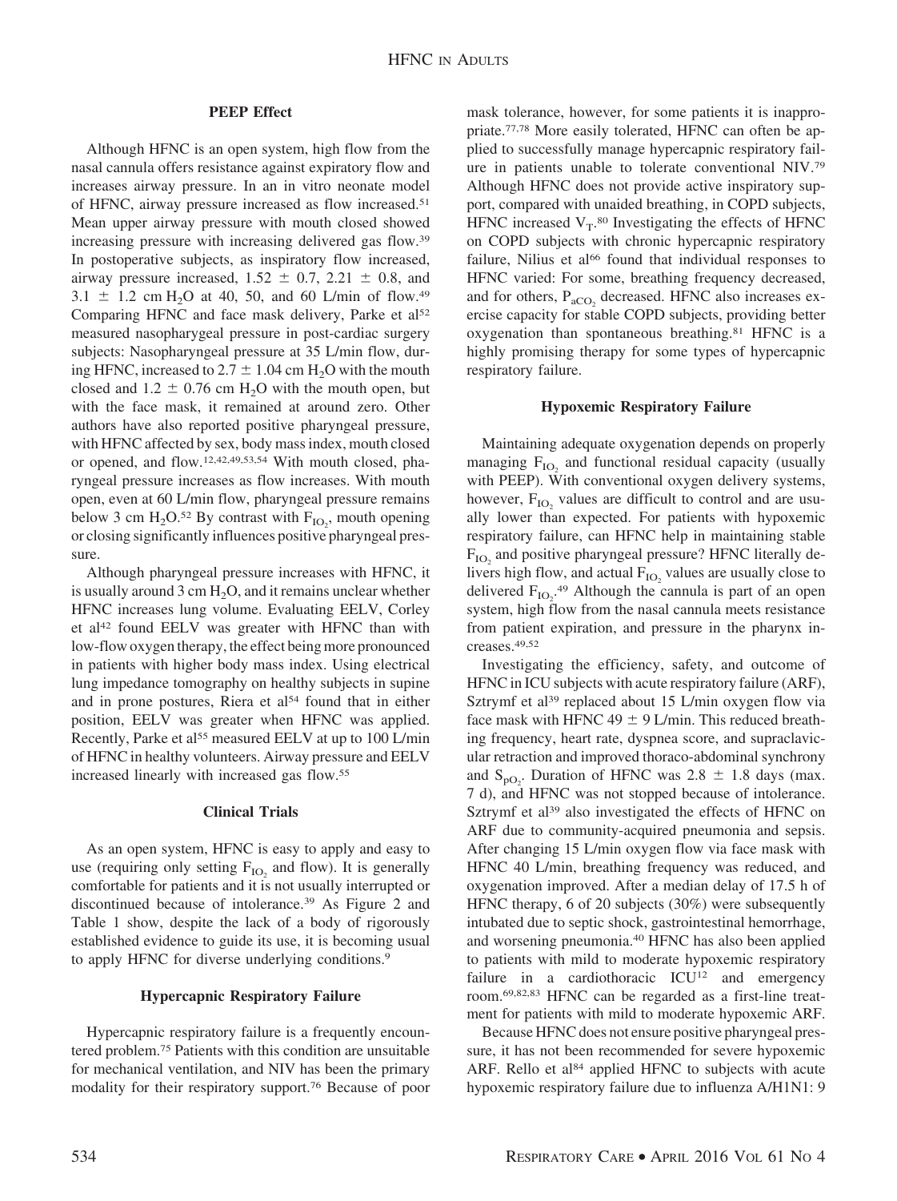### PEEP Effect

Although HFNC is an open system, high flow from the nasal cannula offers resistance against expiratory flow and increases airway pressure. In an in vitro neonate model of HFNC, airway pressure increased as flow increased.[51] Mean upper airway pressure with mouth closed showed increasing pressure with increasing delivered gas flow.[39] In postoperative subjects, as inspiratory flow increased, airway pressure increased, $1.52 \pm 0.7$, $2.21 \pm 0.8$, and $3.1 \pm 1.2$ cm $H_2O$ at 40, 50, and 60 L/min of flow.[49] Comparing HFNC and face mask delivery, Parke et al[52] measured nasopharyngeal pressure in post-cardiac surgery subjects: Nasopharyngeal pressure at 35 L/min flow, during HFNC, increased to $2.7 \pm 1.04$ cm $H_2O$ with the mouth closed and $1.2 \pm 0.76$ cm $H_2O$ with the mouth open, but with the face mask, it remained at around zero. Other authors have also reported positive pharyngeal pressure, with HFNC affected by sex, body mass index, mouth closed or opened, and flow.[12,42,49,53,54] With mouth closed, pharyngeal pressure increases as flow increases. With mouth open, even at 60 L/min flow, pharyngeal pressure remains below 3 cm $H_2O$.[52] By contrast with $F_{IO_2}$, mouth opening or closing significantly influences positive pharyngeal pressure.

Although pharyngeal pressure increases with HFNC, it is usually around 3 cm $H_2O$, and it remains unclear whether HFNC increases lung volume. Evaluating EELV, Corley et al[42] found EELV was greater with HFNC than with low-flow oxygen therapy, the effect being more pronounced in patients with higher body mass index. Using electrical lung impedance tomography on healthy subjects in supine and in prone postures, Riera et al[54] found that in either position, EELV was greater when HFNC was applied. Recently, Parke et al[55] measured EELV at up to 100 L/min of HFNC in healthy volunteers. Airway pressure and EELV increased linearly with increased gas flow.[55]

### Clinical Trials

As an open system, HFNC is easy to apply and easy to use (requiring only setting $F_{IO_2}$ and flow). It is generally comfortable for patients and it is not usually interrupted or discontinued because of intolerance.[39] As Figure 2 and Table 1 show, despite the lack of a body of rigorously established evidence to guide its use, it is becoming usual to apply HFNC for diverse underlying conditions.[9]

### Hypercapnic Respiratory Failure

Hypercapnic respiratory failure is a frequently encountered problem.[75] Patients with this condition are unsuitable for mechanical ventilation, and NIV has been the primary modality for their respiratory support.[76] Because of poor mask tolerance, however, for some patients it is inappropriate.[77,78] More easily tolerated, HFNC can often be applied to successfully manage hypercapnic respiratory failure in patients unable to tolerate conventional NIV.[79] Although HFNC does not provide active inspiratory support, compared with unaided breathing, in COPD subjects, HFNC increased $V_T$.[80] Investigating the effects of HFNC on COPD subjects with chronic hypercapnic respiratory failure, Nilius et al[66] found that individual responses to HFNC varied: For some, breathing frequency decreased, and for others, $P_{aCO_2}$ decreased. HFNC also increases exercise capacity for stable COPD subjects, providing better oxygenation than spontaneous breathing.[81] HFNC is a highly promising therapy for some types of hypercapnic respiratory failure.

### Hypoxemic Respiratory Failure

Maintaining adequate oxygenation depends on properly managing $F_{IO_2}$ and functional residual capacity (usually with PEEP). With conventional oxygen delivery systems, however, $F_{IO_2}$ values are difficult to control and are usually lower than expected. For patients with hypoxemic respiratory failure, can HFNC help in maintaining stable $F_{IO_2}$ and positive pharyngeal pressure? HFNC literally delivers high flow, and actual $F_{IO_2}$ values are usually close to delivered $F_{IO_2}$.[49] Although the cannula is part of an open system, high flow from the nasal cannula meets resistance from patient expiration, and pressure in the pharynx increases.[49,52]

Investigating the efficiency, safety, and outcome of HFNC in ICU subjects with acute respiratory failure (ARF), Sztrymf et al[39] replaced about 15 L/min oxygen flow via face mask with HFNC $49 \pm 9$ L/min. This reduced breathing frequency, heart rate, dyspnea score, and supraclavicular retraction and improved thoraco-abdominal synchrony and $S_{pO_2}$. Duration of HFNC was $2.8 \pm 1.8$ days (max. 7 d), and HFNC was not stopped because of intolerance. Sztrymf et al[39] also investigated the effects of HFNC on ARF due to community-acquired pneumonia and sepsis. After changing 15 L/min oxygen flow via face mask with HFNC 40 L/min, breathing frequency was reduced, and oxygenation improved. After a median delay of 17.5 h of HFNC therapy, 6 of 20 subjects (30%) were subsequently intubated due to septic shock, gastrointestinal hemorrhage, and worsening pneumonia.[40] HFNC has also been applied to patients with mild to moderate hypoxemic respiratory failure in a cardiothoracic ICU[12] and emergency room.[69,82,83] HFNC can be regarded as a first-line treatment for patients with mild to moderate hypoxemic ARF.

Because HFNC does not ensure positive pharyngeal pressure, it has not been recommended for severe hypoxemic ARF. Rello et al[84] applied HFNC to subjects with acute hypoxemic respiratory failure due to influenza A/H1N1: 9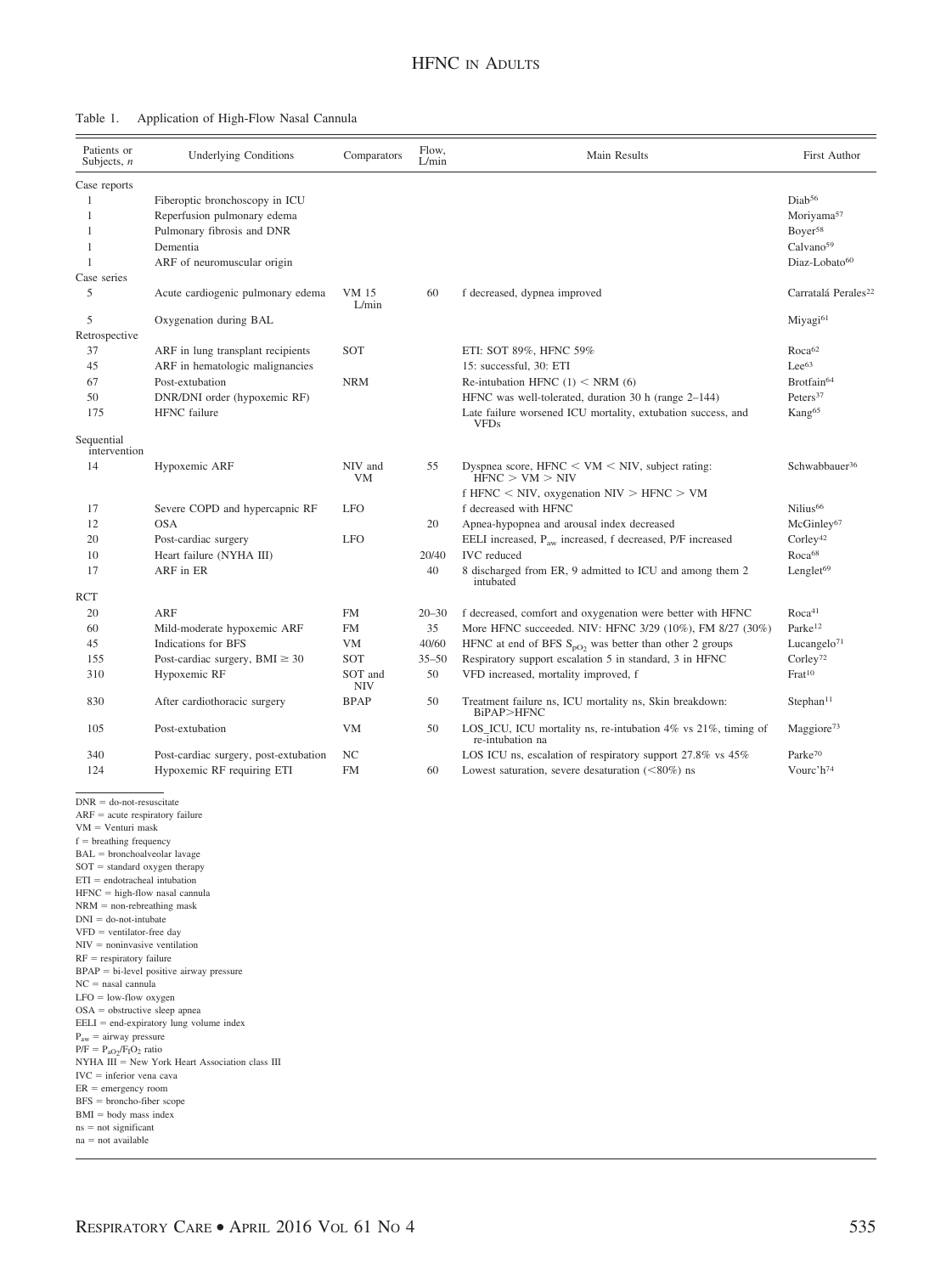Table 1. Application of High-Flow Nasal Cannula

| Patients or Subjects, n | Underlying Conditions | Comparators | Flow, L/min | Main Results | First Author |
|---|---|---|---|---|---|
| Case reports | | | | | |
| 1 | Fiberoptic bronchoscopy in ICU | | | | Diab[56] |
| 1 | Reperfusion pulmonary edema | | | | Moriyama[57] |
| 1 | Pulmonary fibrosis and DNR | | | | Boyer[58] |
| 1 | Dementia | | | | Calvano[59] |
| 1 | ARF of neuromuscular origin | | | | Diaz-Lobato[60] |
| Case series | | | | | |
| 5 | Acute cardiogenic pulmonary edema | VM 15 L/min | 60 | f decreased, dypnea improved | Carratalá Perales[22] |
| 5 | Oxygenation during BAL | | | | Miyagi[61] |
| Retrospective | | | | | |
| 37 | ARF in lung transplant recipients | SOT | | ETI: SOT 89%, HFNC 59% | Roca[62] |
| 45 | ARF in hematologic malignancies | | | 15: successful, 30: ETI | Lee[63] |
| 67 | Post-extubation | NRM | | Re-intubation HFNC (1) < NRM (6) | Brotfain[64] |
| 50 | DNR/DNI order (hypoxemic RF) | | | HFNC was well-tolerated, duration 30 h (range 2–144) | Peters[37] |
| 175 | HFNC failure | | | Late failure worsened ICU mortality, extubation success, and VFDs | Kang[65] |
| Sequential intervention | | | | | |
| 14 | Hypoxemic ARF | NIV and VM | 55 | Dyspnea score, HFNC < VM < NIV, subject rating: HFNC > VM > NIV; f HFNC < NIV, oxygenation NIV > HFNC > VM | Schwabbauer[36] |
| 17 | Severe COPD and hypercapnic RF | LFO | | f decreased with HFNC | Nilius[66] |
| 12 | OSA | | 20 | Apnea-hypopnea and arousal index decreased | McGinley[67] |
| 20 | Post-cardiac surgery | LFO | | EELI increased, $P_{aw}$ increased, f decreased, P/F increased | Corley[42] |
| 10 | Heart failure (NYHA III) | | 20/40 | IVC reduced | Roca[68] |
| 17 | ARF in ER | | 40 | 8 discharged from ER, 9 admitted to ICU and among them 2 intubated | Lenglet[69] |
| RCT | | | | | |
| 20 | ARF | FM | 20–30 | f decreased, comfort and oxygenation were better with HFNC | Roca[41] |
| 60 | Mild-moderate hypoxemic ARF | FM | 35 | More HFNC succeeded. NIV: HFNC 3/29 (10%), FM 8/27 (30%) | Parke[12] |
| 45 | Indications for BFS | VM | 40/60 | HFNC at end of BFS $S_{pO_2}$ was better than other 2 groups | Lucangelo[71] |
| 155 | Post-cardiac surgery, BMI ≥ 30 | SOT | 35–50 | Respiratory support escalation 5 in standard, 3 in HFNC | Corley[72] |
| 310 | Hypoxemic RF | SOT and NIV | 50 | VFD increased, mortality improved, f | Frat[10] |
| 830 | After cardiothoracic surgery | BPAP | 50 | Treatment failure ns, ICU mortality ns, Skin breakdown: BiPAP>HFNC | Stephan[11] |
| 105 | Post-extubation | VM | 50 | LOS_ICU, ICU mortality ns, re-intubation 4% vs 21%, timing of re-intubation na | Maggiore[73] |
| 340 | Post-cardiac surgery, post-extubation | NC | | LOS ICU ns, escalation of respiratory support 27.8% vs 45% | Parke[70] |
| 124 | Hypoxemic RF requiring ETI | FM | 60 | Lowest saturation, severe desaturation (<80%) ns | Vourc'h[74] |

DNR = do-not-resuscitate
ARF = acute respiratory failure
VM = Venturi mask
f = breathing frequency
BAL = bronchoalveolar lavage
SOT = standard oxygen therapy
ETI = endotracheal intubation
HFNC = high-flow nasal cannula
NRM = non-rebreathing mask
DNI = do-not-intubate
VFD = ventilator-free day
NIV = noninvasive ventilation
RF = respiratory failure
BPAP = bi-level positive airway pressure
NC = nasal cannula
LFO = low-flow oxygen
OSA = obstructive sleep apnea
EELI = end-expiratory lung volume index
$P_{aw}$ = airway pressure
P/F = $P_{aO_2}/F_{IO_2}$ ratio
NYHA III = New York Heart Association class III
IVC = inferior vena cava
ER = emergency room
BFS = broncho-fiber scope
BMI = body mass index
ns = not significant
na = not available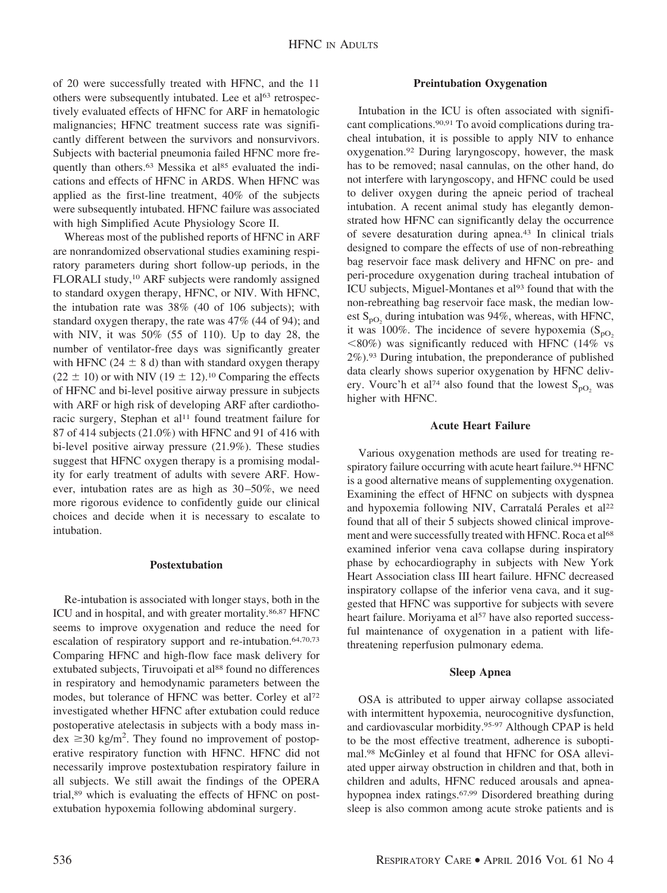of 20 were successfully treated with HFNC, and the 11 others were subsequently intubated. Lee et al[63] retrospectively evaluated effects of HFNC for ARF in hematologic malignancies; HFNC treatment success rate was significantly different between the survivors and nonsurvivors. Subjects with bacterial pneumonia failed HFNC more frequently than others.[63] Messika et al[85] evaluated the indications and effects of HFNC in ARDS. When HFNC was applied as the first-line treatment, 40% of the subjects were subsequently intubated. HFNC failure was associated with high Simplified Acute Physiology Score II.

Whereas most of the published reports of HFNC in ARF are nonrandomized observational studies examining respiratory parameters during short follow-up periods, in the FLORALI study,[10] ARF subjects were randomly assigned to standard oxygen therapy, HFNC, or NIV. With HFNC, the intubation rate was 38% (40 of 106 subjects); with standard oxygen therapy, the rate was 47% (44 of 94); and with NIV, it was 50% (55 of 110). Up to day 28, the number of ventilator-free days was significantly greater with HFNC (24 ± 8 d) than with standard oxygen therapy (22 ± 10) or with NIV (19 ± 12).[10] Comparing the effects of HFNC and bi-level positive airway pressure in subjects with ARF or high risk of developing ARF after cardiothoracic surgery, Stephan et al[11] found treatment failure for 87 of 414 subjects (21.0%) with HFNC and 91 of 416 with bi-level positive airway pressure (21.9%). These studies suggest that HFNC oxygen therapy is a promising modality for early treatment of adults with severe ARF. However, intubation rates are as high as 30–50%, we need more rigorous evidence to confidently guide our clinical choices and decide when it is necessary to escalate to intubation.

### Postextubation

Re-intubation is associated with longer stays, both in the ICU and in hospital, and with greater mortality.[86,87] HFNC seems to improve oxygenation and reduce the need for escalation of respiratory support and re-intubation.[64,70,73] Comparing HFNC and high-flow face mask delivery for extubated subjects, Tiruvoipati et al[88] found no differences in respiratory and hemodynamic parameters between the modes, but tolerance of HFNC was better. Corley et al[72] investigated whether HFNC after extubation could reduce postoperative atelectasis in subjects with a body mass index ≥30 kg/m$^2$. They found no improvement of postoperative respiratory function with HFNC. HFNC did not necessarily improve postextubation respiratory failure in all subjects. We still await the findings of the OPERA trial,[89] which is evaluating the effects of HFNC on postextubation hypoxemia following abdominal surgery.

### Preintubation Oxygenation

Intubation in the ICU is often associated with significant complications.[90,91] To avoid complications during tracheal intubation, it is possible to apply NIV to enhance oxygenation.[92] During laryngoscopy, however, the mask has to be removed; nasal cannulas, on the other hand, do not interfere with laryngoscopy, and HFNC could be used to deliver oxygen during the apneic period of tracheal intubation. A recent animal study has elegantly demonstrated how HFNC can significantly delay the occurrence of severe desaturation during apnea.[43] In clinical trials designed to compare the effects of use of non-rebreathing bag reservoir face mask delivery and HFNC on pre- and peri-procedure oxygenation during tracheal intubation of ICU subjects, Miguel-Montanes et al[93] found that with the non-rebreathing bag reservoir face mask, the median lowest $S_{pO_2}$ during intubation was 94%, whereas, with HFNC, it was 100%. The incidence of severe hypoxemia ($S_{pO_2}$ <80%) was significantly reduced with HFNC (14% vs 2%).[93] During intubation, the preponderance of published data clearly shows superior oxygenation by HFNC delivery. Vourc'h et al[74] also found that the lowest $S_{pO_2}$ was higher with HFNC.

### Acute Heart Failure

Various oxygenation methods are used for treating respiratory failure occurring with acute heart failure.[94] HFNC is a good alternative means of supplementing oxygenation. Examining the effect of HFNC on subjects with dyspnea and hypoxemia following NIV, Carratalá Perales et al[22] found that all of their 5 subjects showed clinical improvement and were successfully treated with HFNC. Roca et al[68] examined inferior vena cava collapse during inspiratory phase by echocardiography in subjects with New York Heart Association class III heart failure. HFNC decreased inspiratory collapse of the inferior vena cava, and it suggested that HFNC was supportive for subjects with severe heart failure. Moriyama et al[57] have also reported successful maintenance of oxygenation in a patient with life-threatening reperfusion pulmonary edema.

### Sleep Apnea

OSA is attributed to upper airway collapse associated with intermittent hypoxemia, neurocognitive dysfunction, and cardiovascular morbidity.[95-97] Although CPAP is held to be the most effective treatment, adherence is suboptimal.[98] McGinley et al found that HFNC for OSA alleviated upper airway obstruction in children and that, both in children and adults, HFNC reduced arousals and apnea-hypopnea index ratings.[67,99] Disordered breathing during sleep is also common among acute stroke patients and is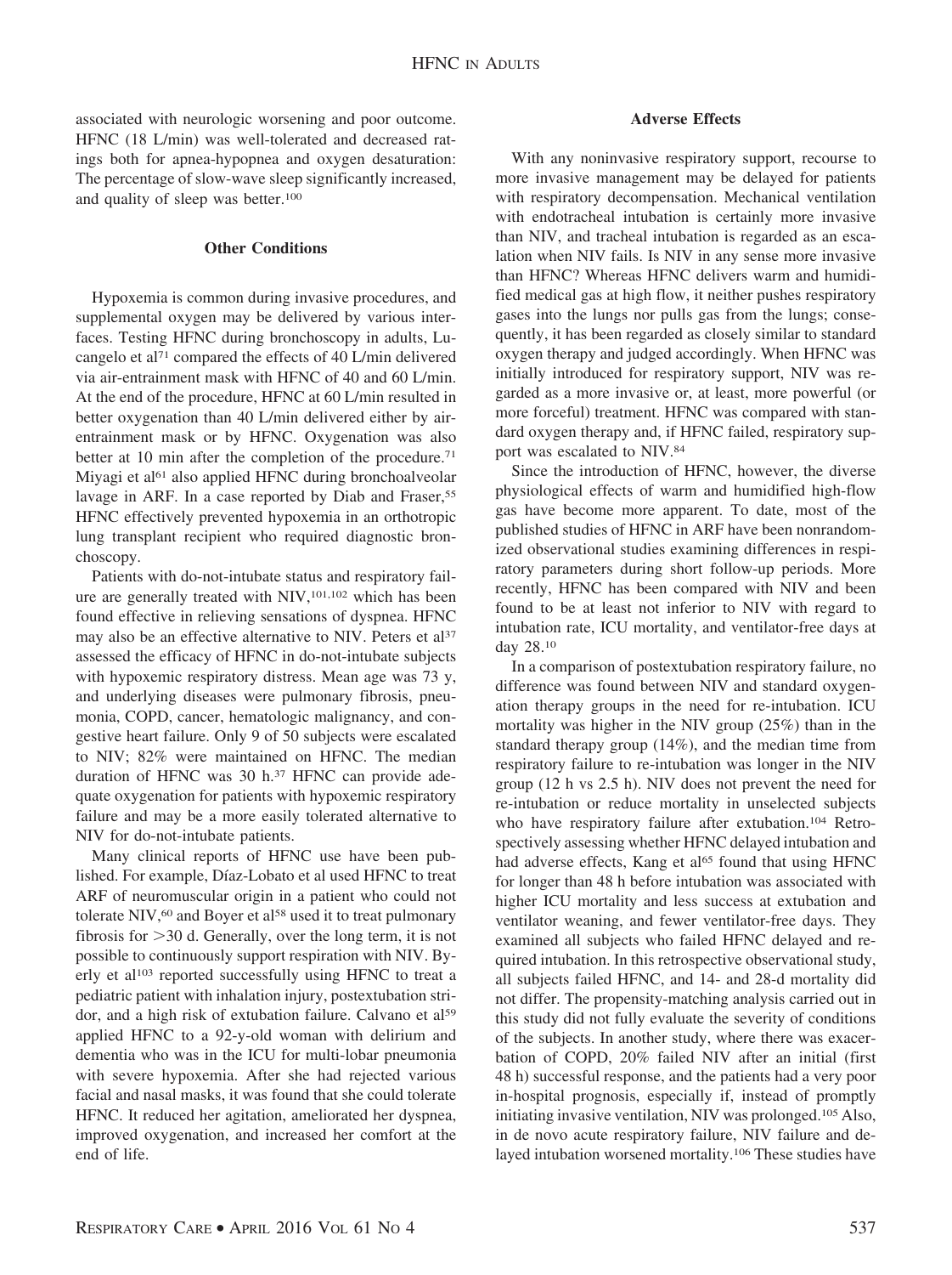associated with neurologic worsening and poor outcome. HFNC (18 L/min) was well-tolerated and decreased ratings both for apnea-hypopnea and oxygen desaturation: The percentage of slow-wave sleep significantly increased, and quality of sleep was better.[100]

## Other Conditions

Hypoxemia is common during invasive procedures, and supplemental oxygen may be delivered by various interfaces. Testing HFNC during bronchoscopy in adults, Lucangelo et al[71] compared the effects of 40 L/min delivered via air-entrainment mask with HFNC of 40 and 60 L/min. At the end of the procedure, HFNC at 60 L/min resulted in better oxygenation than 40 L/min delivered either by air-entrainment mask or by HFNC. Oxygenation was also better at 10 min after the completion of the procedure.[71] Miyagi et al[61] also applied HFNC during bronchoalveolar lavage in ARF. In a case reported by Diab and Fraser,[55] HFNC effectively prevented hypoxemia in an orthotropic lung transplant recipient who required diagnostic bronchoscopy.

Patients with do-not-intubate status and respiratory failure are generally treated with NIV,[101,102] which has been found effective in relieving sensations of dyspnea. HFNC may also be an effective alternative to NIV. Peters et al[37] assessed the efficacy of HFNC in do-not-intubate subjects with hypoxemic respiratory distress. Mean age was 73 y, and underlying diseases were pulmonary fibrosis, pneumonia, COPD, cancer, hematologic malignancy, and congestive heart failure. Only 9 of 50 subjects were escalated to NIV; 82% were maintained on HFNC. The median duration of HFNC was 30 h.[37] HFNC can provide adequate oxygenation for patients with hypoxemic respiratory failure and may be a more easily tolerated alternative to NIV for do-not-intubate patients.

Many clinical reports of HFNC use have been published. For example, Díaz-Lobato et al used HFNC to treat ARF of neuromuscular origin in a patient who could not tolerate NIV,[60] and Boyer et al[58] used it to treat pulmonary fibrosis for >30 d. Generally, over the long term, it is not possible to continuously support respiration with NIV. Byerly et al[103] reported successfully using HFNC to treat a pediatric patient with inhalation injury, postextubation stridor, and a high risk of extubation failure. Calvano et al[59] applied HFNC to a 92-y-old woman with delirium and dementia who was in the ICU for multi-lobar pneumonia with severe hypoxemia. After she had rejected various facial and nasal masks, it was found that she could tolerate HFNC. It reduced her agitation, ameliorated her dyspnea, improved oxygenation, and increased her comfort at the end of life.

## Adverse Effects

With any noninvasive respiratory support, recourse to more invasive management may be delayed for patients with respiratory decompensation. Mechanical ventilation with endotracheal intubation is certainly more invasive than NIV, and tracheal intubation is regarded as an escalation when NIV fails. Is NIV in any sense more invasive than HFNC? Whereas HFNC delivers warm and humidified medical gas at high flow, it neither pushes respiratory gases into the lungs nor pulls gas from the lungs; consequently, it has been regarded as closely similar to standard oxygen therapy and judged accordingly. When HFNC was initially introduced for respiratory support, NIV was regarded as a more invasive or, at least, more powerful (or more forceful) treatment. HFNC was compared with standard oxygen therapy and, if HFNC failed, respiratory support was escalated to NIV.[84]

Since the introduction of HFNC, however, the diverse physiological effects of warm and humidified high-flow gas have become more apparent. To date, most of the published studies of HFNC in ARF have been nonrandomized observational studies examining differences in respiratory parameters during short follow-up periods. More recently, HFNC has been compared with NIV and been found to be at least not inferior to NIV with regard to intubation rate, ICU mortality, and ventilator-free days at day 28.[10]

In a comparison of postextubation respiratory failure, no difference was found between NIV and standard oxygenation therapy groups in the need for re-intubation. ICU mortality was higher in the NIV group (25%) than in the standard therapy group (14%), and the median time from respiratory failure to re-intubation was longer in the NIV group (12 h vs 2.5 h). NIV does not prevent the need for re-intubation or reduce mortality in unselected subjects who have respiratory failure after extubation.[104] Retrospectively assessing whether HFNC delayed intubation and had adverse effects, Kang et al[65] found that using HFNC for longer than 48 h before intubation was associated with higher ICU mortality and less success at extubation and ventilator weaning, and fewer ventilator-free days. They examined all subjects who failed HFNC delayed and required intubation. In this retrospective observational study, all subjects failed HFNC, and 14- and 28-d mortality did not differ. The propensity-matching analysis carried out in this study did not fully evaluate the severity of conditions of the subjects. In another study, where there was exacerbation of COPD, 20% failed NIV after an initial (first 48 h) successful response, and the patients had a very poor in-hospital prognosis, especially if, instead of promptly initiating invasive ventilation, NIV was prolonged.[105] Also, in de novo acute respiratory failure, NIV failure and delayed intubation worsened mortality.[106] These studies have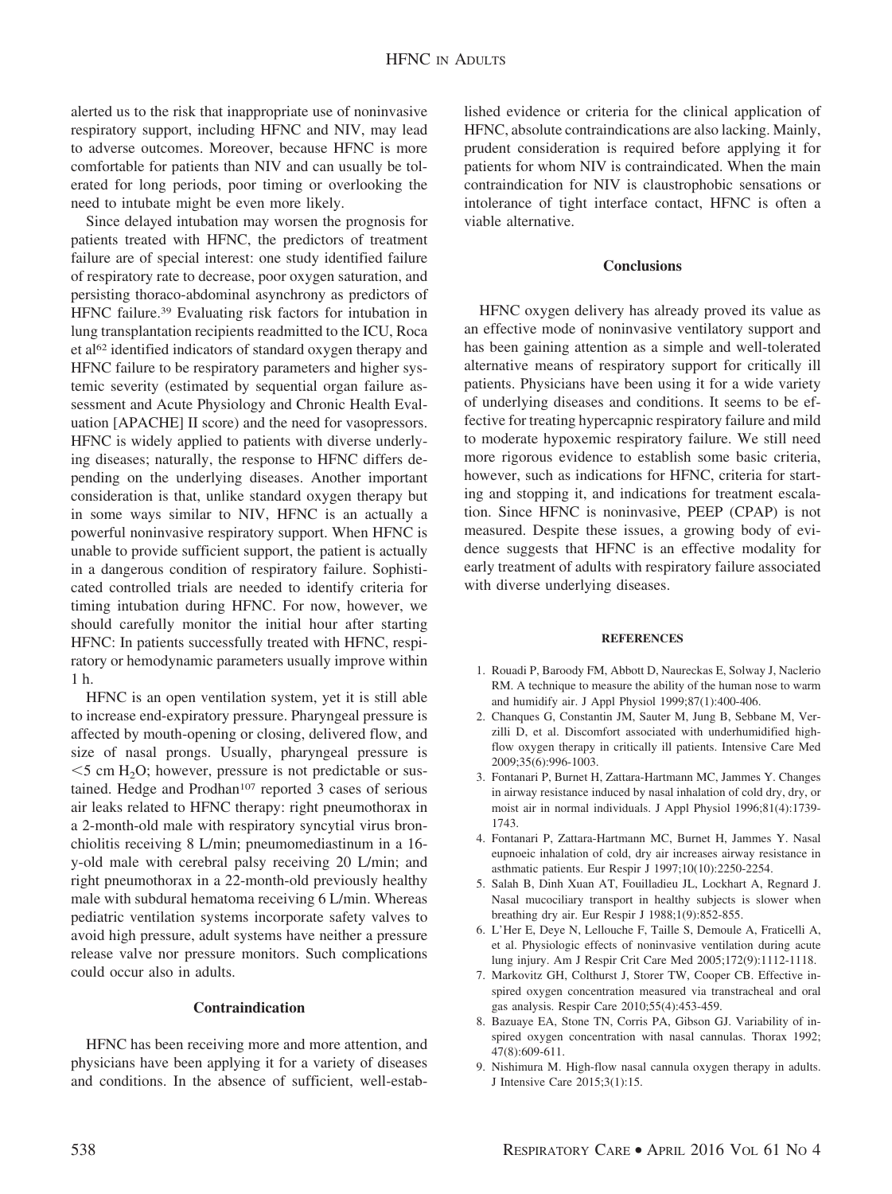alerted us to the risk that inappropriate use of noninvasive respiratory support, including HFNC and NIV, may lead to adverse outcomes. Moreover, because HFNC is more comfortable for patients than NIV and can usually be tolerated for long periods, poor timing or overlooking the need to intubate might be even more likely.

Since delayed intubation may worsen the prognosis for patients treated with HFNC, the predictors of treatment failure are of special interest: one study identified failure of respiratory rate to decrease, poor oxygen saturation, and persisting thoraco-abdominal asynchrony as predictors of HFNC failure.[39] Evaluating risk factors for intubation in lung transplantation recipients readmitted to the ICU, Roca et al[62] identified indicators of standard oxygen therapy and HFNC failure to be respiratory parameters and higher systemic severity (estimated by sequential organ failure assessment and Acute Physiology and Chronic Health Evaluation [APACHE] II score) and the need for vasopressors. HFNC is widely applied to patients with diverse underlying diseases; naturally, the response to HFNC differs depending on the underlying diseases. Another important consideration is that, unlike standard oxygen therapy but in some ways similar to NIV, HFNC is an actually a powerful noninvasive respiratory support. When HFNC is unable to provide sufficient support, the patient is actually in a dangerous condition of respiratory failure. Sophisticated controlled trials are needed to identify criteria for timing intubation during HFNC. For now, however, we should carefully monitor the initial hour after starting HFNC: In patients successfully treated with HFNC, respiratory or hemodynamic parameters usually improve within 1 h.

HFNC is an open ventilation system, yet it is still able to increase end-expiratory pressure. Pharyngeal pressure is affected by mouth-opening or closing, delivered flow, and size of nasal prongs. Usually, pharyngeal pressure is $<5$ cm $H_2O$; however, pressure is not predictable or sustained. Hedge and Prodhan[107] reported 3 cases of serious air leaks related to HFNC therapy: right pneumothorax in a 2-month-old male with respiratory syncytial virus bronchiolitis receiving 8 L/min; pneumomediastinum in a 16-y-old male with cerebral palsy receiving 20 L/min; and right pneumothorax in a 22-month-old previously healthy male with subdural hematoma receiving 6 L/min. Whereas pediatric ventilation systems incorporate safety valves to avoid high pressure, adult systems have neither a pressure release valve nor pressure monitors. Such complications could occur also in adults.

## Contraindication

HFNC has been receiving more and more attention, and physicians have been applying it for a variety of diseases and conditions. In the absence of sufficient, well-established evidence or criteria for the clinical application of HFNC, absolute contraindications are also lacking. Mainly, prudent consideration is required before applying it for patients for whom NIV is contraindicated. When the main contraindication for NIV is claustrophobic sensations or intolerance of tight interface contact, HFNC is often a viable alternative.

## Conclusions

HFNC oxygen delivery has already proved its value as an effective mode of noninvasive ventilatory support and has been gaining attention as a simple and well-tolerated alternative means of respiratory support for critically ill patients. Physicians have been using it for a wide variety of underlying diseases and conditions. It seems to be effective for treating hypercapnic respiratory failure and mild to moderate hypoxemic respiratory failure. We still need more rigorous evidence to establish some basic criteria, however, such as indications for HFNC, criteria for starting and stopping it, and indications for treatment escalation. Since HFNC is noninvasive, PEEP (CPAP) is not measured. Despite these issues, a growing body of evidence suggests that HFNC is an effective modality for early treatment of adults with respiratory failure associated with diverse underlying diseases.

### REFERENCES

1. Rouadi P, Baroody FM, Abbott D, Naureckas E, Solway J, Naclerio RM. A technique to measure the ability of the human nose to warm and humidify air. J Appl Physiol 1999;87(1):400-406.
2. Chanques G, Constantin JM, Sauter M, Jung B, Sebbane M, Verzilli D, et al. Discomfort associated with underhumidified high-flow oxygen therapy in critically ill patients. Intensive Care Med 2009;35(6):996-1003.
3. Fontanari P, Burnet H, Zattara-Hartmann MC, Jammes Y. Changes in airway resistance induced by nasal inhalation of cold dry, dry, or moist air in normal individuals. J Appl Physiol 1996;81(4):1739-1743.
4. Fontanari P, Zattara-Hartmann MC, Burnet H, Jammes Y. Nasal eupnoeic inhalation of cold, dry air increases airway resistance in asthmatic patients. Eur Respir J 1997;10(10):2250-2254.
5. Salah B, Dinh Xuan AT, Fouilladieu JL, Lockhart A, Regnard J. Nasal mucociliary transport in healthy subjects is slower when breathing dry air. Eur Respir J 1988;1(9):852-855.
6. L'Her E, Deye N, Lellouche F, Taille S, Demoule A, Fraticelli A, et al. Physiologic effects of noninvasive ventilation during acute lung injury. Am J Respir Crit Care Med 2005;172(9):1112-1118.
7. Markovitz GH, Colthurst J, Storer TW, Cooper CB. Effective inspired oxygen concentration measured via transtracheal and oral gas analysis. Respir Care 2010;55(4):453-459.
8. Bazuaye EA, Stone TN, Corris PA, Gibson GJ. Variability of inspired oxygen concentration with nasal cannulas. Thorax 1992; 47(8):609-611.
9. Nishimura M. High-flow nasal cannula oxygen therapy in adults. J Intensive Care 2015;3(1):15.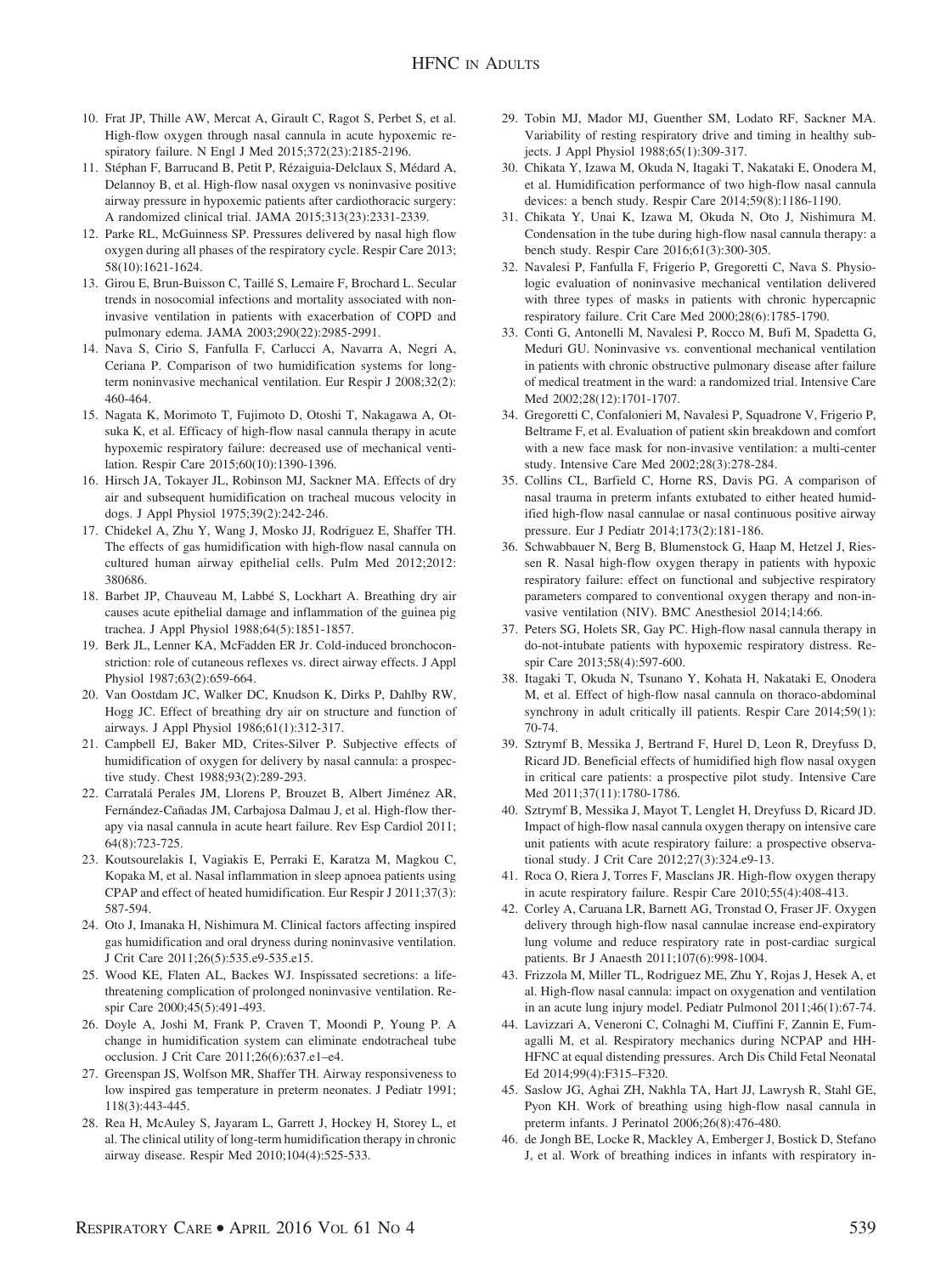10. Frat JP, Thille AW, Mercat A, Girault C, Ragot S, Perbet S, et al. High-flow oxygen through nasal cannula in acute hypoxemic respiratory failure. N Engl J Med 2015;372(23):2185-2196.
11. Stéphan F, Barrucand B, Petit P, Rézaiguia-Delclaux S, Médard A, Delannoy B, et al. High-flow nasal oxygen vs noninvasive positive airway pressure in hypoxemic patients after cardiothoracic surgery: A randomized clinical trial. JAMA 2015;313(23):2331-2339.
12. Parke RL, McGuinness SP. Pressures delivered by nasal high flow oxygen during all phases of the respiratory cycle. Respir Care 2013; 58(10):1621-1624.
13. Girou E, Brun-Buisson C, Taillé S, Lemaire F, Brochard L. Secular trends in nosocomial infections and mortality associated with noninvasive ventilation in patients with exacerbation of COPD and pulmonary edema. JAMA 2003;290(22):2985-2991.
14. Nava S, Cirio S, Fanfulla F, Carlucci A, Navarra A, Negri A, Ceriana P. Comparison of two humidification systems for long-term noninvasive mechanical ventilation. Eur Respir J 2008;32(2): 460-464.
15. Nagata K, Morimoto T, Fujimoto D, Otoshi T, Nakagawa A, Otsuka K, et al. Efficacy of high-flow nasal cannula therapy in acute hypoxemic respiratory failure: decreased use of mechanical ventilation. Respir Care 2015;60(10):1390-1396.
16. Hirsch JA, Tokayer JL, Robinson MJ, Sackner MA. Effects of dry air and subsequent humidification on tracheal mucous velocity in dogs. J Appl Physiol 1975;39(2):242-246.
17. Chidekel A, Zhu Y, Wang J, Mosko JJ, Rodriguez E, Shaffer TH. The effects of gas humidification with high-flow nasal cannula on cultured human airway epithelial cells. Pulm Med 2012;2012: 380686.
18. Barbet JP, Chauveau M, Labbé S, Lockhart A. Breathing dry air causes acute epithelial damage and inflammation of the guinea pig trachea. J Appl Physiol 1988;64(5):1851-1857.
19. Berk JL, Lenner KA, McFadden ER Jr. Cold-induced bronchoconstriction: role of cutaneous reflexes vs. direct airway effects. J Appl Physiol 1987;63(2):659-664.
20. Van Oostdam JC, Walker DC, Knudson K, Dirks P, Dahlby RW, Hogg JC. Effect of breathing dry air on structure and function of airways. J Appl Physiol 1986;61(1):312-317.
21. Campbell EJ, Baker MD, Crites-Silver P. Subjective effects of humidification of oxygen for delivery by nasal cannula: a prospective study. Chest 1988;93(2):289-293.
22. Carratalá Perales JM, Llorens P, Brouzet B, Albert Jiménez AR, Fernández-Cañadas JM, Carbajosa Dalmau J, et al. High-flow therapy via nasal cannula in acute heart failure. Rev Esp Cardiol 2011; 64(8):723-725.
23. Koutsourelakis I, Vagiakis E, Perraki E, Karatza M, Magkou C, Kopaka M, et al. Nasal inflammation in sleep apnoea patients using CPAP and effect of heated humidification. Eur Respir J 2011;37(3): 587-594.
24. Oto J, Imanaka H, Nishimura M. Clinical factors affecting inspired gas humidification and oral dryness during noninvasive ventilation. J Crit Care 2011;26(5):535.e9-535.e15.
25. Wood KE, Flaten AL, Backes WJ. Inspissated secretions: a life-threatening complication of prolonged noninvasive ventilation. Respir Care 2000;45(5):491-493.
26. Doyle A, Joshi M, Frank P, Craven T, Moondi P, Young P. A change in humidification system can eliminate endotracheal tube occlusion. J Crit Care 2011;26(6):637.e1–e4.
27. Greenspan JS, Wolfson MR, Shaffer TH. Airway responsiveness to low inspired gas temperature in preterm neonates. J Pediatr 1991; 118(3):443-445.
28. Rea H, McAuley S, Jayaram L, Garrett J, Hockey H, Storey L, et al. The clinical utility of long-term humidification therapy in chronic airway disease. Respir Med 2010;104(4):525-533.
29. Tobin MJ, Mador MJ, Guenther SM, Lodato RF, Sackner MA. Variability of resting respiratory drive and timing in healthy subjects. J Appl Physiol 1988;65(1):309-317.
30. Chikata Y, Izawa M, Okuda N, Itagaki T, Nakataki E, Onodera M, et al. Humidification performance of two high-flow nasal cannula devices: a bench study. Respir Care 2014;59(8):1186-1190.
31. Chikata Y, Unai K, Izawa M, Okuda N, Oto J, Nishimura M. Condensation in the tube during high-flow nasal cannula therapy: a bench study. Respir Care 2016;61(3):300-305.
32. Navalesi P, Fanfulla F, Frigerio P, Gregoretti C, Nava S. Physiologic evaluation of noninvasive mechanical ventilation delivered with three types of masks in patients with chronic hypercapnic respiratory failure. Crit Care Med 2000;28(6):1785-1790.
33. Conti G, Antonelli M, Navalesi P, Rocco M, Bufi M, Spadetta G, Meduri GU. Noninvasive vs. conventional mechanical ventilation in patients with chronic obstructive pulmonary disease after failure of medical treatment in the ward: a randomized trial. Intensive Care Med 2002;28(12):1701-1707.
34. Gregoretti C, Confalonieri M, Navalesi P, Squadrone V, Frigerio P, Beltrame F, et al. Evaluation of patient skin breakdown and comfort with a new face mask for non-invasive ventilation: a multi-center study. Intensive Care Med 2002;28(3):278-284.
35. Collins CL, Barfield C, Horne RS, Davis PG. A comparison of nasal trauma in preterm infants extubated to either heated humidified high-flow nasal cannulae or nasal continuous positive airway pressure. Eur J Pediatr 2014;173(2):181-186.
36. Schwabbauer N, Berg B, Blumenstock G, Haap M, Hetzel J, Riessen R. Nasal high-flow oxygen therapy in patients with hypoxic respiratory failure: effect on functional and subjective respiratory parameters compared to conventional oxygen therapy and non-invasive ventilation (NIV). BMC Anesthesiol 2014;14:66.
37. Peters SG, Holets SR, Gay PC. High-flow nasal cannula therapy in do-not-intubate patients with hypoxemic respiratory distress. Respir Care 2013;58(4):597-600.
38. Itagaki T, Okuda N, Tsunano Y, Kohata H, Nakataki E, Onodera M, et al. Effect of high-flow nasal cannula on thoraco-abdominal synchrony in adult critically ill patients. Respir Care 2014;59(1): 70-74.
39. Sztrymf B, Messika J, Bertrand F, Hurel D, Leon R, Dreyfuss D, Ricard JD. Beneficial effects of humidified high flow nasal oxygen in critical care patients: a prospective pilot study. Intensive Care Med 2011;37(11):1780-1786.
40. Sztrymf B, Messika J, Mayot T, Lenglet H, Dreyfuss D, Ricard JD. Impact of high-flow nasal cannula oxygen therapy on intensive care unit patients with acute respiratory failure: a prospective observational study. J Crit Care 2012;27(3):324.e9-13.
41. Roca O, Riera J, Torres F, Masclans JR. High-flow oxygen therapy in acute respiratory failure. Respir Care 2010;55(4):408-413.
42. Corley A, Caruana LR, Barnett AG, Tronstad O, Fraser JF. Oxygen delivery through high-flow nasal cannulae increase end-expiratory lung volume and reduce respiratory rate in post-cardiac surgical patients. Br J Anaesth 2011;107(6):998-1004.
43. Frizzola M, Miller TL, Rodriguez ME, Zhu Y, Rojas J, Hesek A, et al. High-flow nasal cannula: impact on oxygenation and ventilation in an acute lung injury model. Pediatr Pulmonol 2011;46(1):67-74.
44. Lavizzari A, Veneroni C, Colnaghi M, Ciuffini F, Zannin E, Fumagalli M, et al. Respiratory mechanics during NCPAP and HHHFNC at equal distending pressures. Arch Dis Child Fetal Neonatal Ed 2014;99(4):F315–F320.
45. Saslow JG, Aghai ZH, Nakhla TA, Hart JJ, Lawrysh R, Stahl GE, Pyon KH. Work of breathing using high-flow nasal cannula in preterm infants. J Perinatol 2006;26(8):476-480.
46. de Jongh BE, Locke R, Mackley A, Emberger J, Bostick D, Stefano J, et al. Work of breathing indices in infants with respiratory in-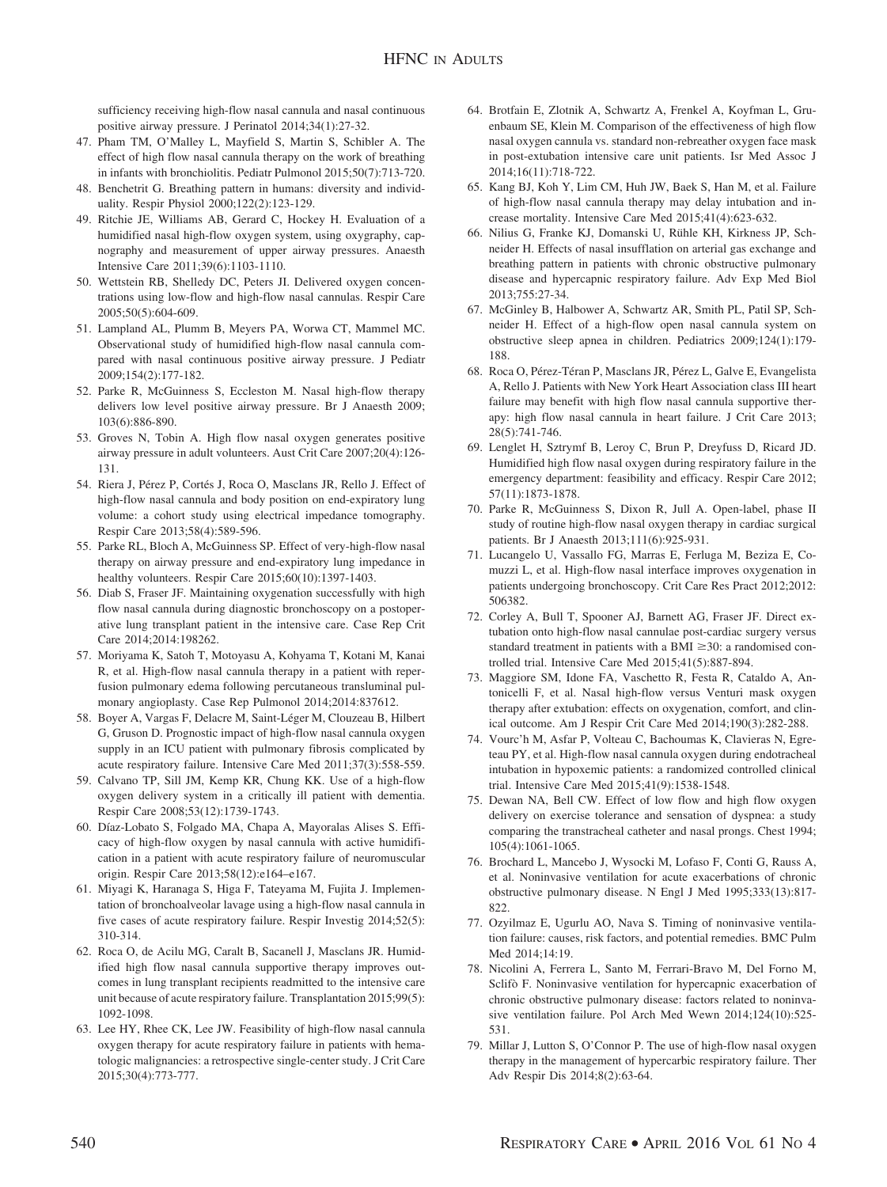sufficiency receiving high-flow nasal cannula and nasal continuous positive airway pressure. J Perinatol 2014;34(1):27-32.

47. Pham TM, O'Malley L, Mayfield S, Martin S, Schibler A. The effect of high flow nasal cannula therapy on the work of breathing in infants with bronchiolitis. Pediatr Pulmonol 2015;50(7):713-720.
48. Benchetrit G. Breathing pattern in humans: diversity and individuality. Respir Physiol 2000;122(2):123-129.
49. Ritchie JE, Williams AB, Gerard C, Hockey H. Evaluation of a humidified nasal high-flow oxygen system, using oxygraphy, capnography and measurement of upper airway pressures. Anaesth Intensive Care 2011;39(6):1103-1110.
50. Wettstein RB, Shelledy DC, Peters JI. Delivered oxygen concentrations using low-flow and high-flow nasal cannulas. Respir Care 2005;50(5):604-609.
51. Lampland AL, Plumm B, Meyers PA, Worwa CT, Mammel MC. Observational study of humidified high-flow nasal cannula compared with nasal continuous positive airway pressure. J Pediatr 2009;154(2):177-182.
52. Parke R, McGuinness S, Eccleston M. Nasal high-flow therapy delivers low level positive airway pressure. Br J Anaesth 2009; 103(6):886-890.
53. Groves N, Tobin A. High flow nasal oxygen generates positive airway pressure in adult volunteers. Aust Crit Care 2007;20(4):126-131.
54. Riera J, Pérez P, Cortés J, Roca O, Masclans JR, Rello J. Effect of high-flow nasal cannula and body position on end-expiratory lung volume: a cohort study using electrical impedance tomography. Respir Care 2013;58(4):589-596.
55. Parke RL, Bloch A, McGuinness SP. Effect of very-high-flow nasal therapy on airway pressure and end-expiratory lung impedance in healthy volunteers. Respir Care 2015;60(10):1397-1403.
56. Diab S, Fraser JF. Maintaining oxygenation successfully with high flow nasal cannula during diagnostic bronchoscopy on a postoperative lung transplant patient in the intensive care. Case Rep Crit Care 2014;2014:198262.
57. Moriyama K, Satoh T, Motoyasu A, Kohyama T, Kotani M, Kanai R, et al. High-flow nasal cannula therapy in a patient with reperfusion pulmonary edema following percutaneous transluminal pulmonary angioplasty. Case Rep Pulmonol 2014;2014:837612.
58. Boyer A, Vargas F, Delacre M, Saint-Léger M, Clouzeau B, Hilbert G, Gruson D. Prognostic impact of high-flow nasal cannula oxygen supply in an ICU patient with pulmonary fibrosis complicated by acute respiratory failure. Intensive Care Med 2011;37(3):558-559.
59. Calvano TP, Sill JM, Kemp KR, Chung KK. Use of a high-flow oxygen delivery system in a critically ill patient with dementia. Respir Care 2008;53(12):1739-1743.
60. Díaz-Lobato S, Folgado MA, Chapa A, Mayoralas Alises S. Efficacy of high-flow oxygen by nasal cannula with active humidification in a patient with acute respiratory failure of neuromuscular origin. Respir Care 2013;58(12):e164–e167.
61. Miyagi K, Haranaga S, Higa F, Tateyama M, Fujita J. Implementation of bronchoalveolar lavage using a high-flow nasal cannula in five cases of acute respiratory failure. Respir Investig 2014;52(5): 310-314.
62. Roca O, de Acilu MG, Caralt B, Sacanell J, Masclans JR. Humidified high flow nasal cannula supportive therapy improves outcomes in lung transplant recipients readmitted to the intensive care unit because of acute respiratory failure. Transplantation 2015;99(5): 1092-1098.
63. Lee HY, Rhee CK, Lee JW. Feasibility of high-flow nasal cannula oxygen therapy for acute respiratory failure in patients with hematologic malignancies: a retrospective single-center study. J Crit Care 2015;30(4):773-777.
64. Brotfain E, Zlotnik A, Schwartz A, Frenkel A, Koyfman L, Gruenbaum SE, Klein M. Comparison of the effectiveness of high flow nasal oxygen cannula vs. standard non-rebreather oxygen face mask in post-extubation intensive care unit patients. Isr Med Assoc J 2014;16(11):718-722.
65. Kang BJ, Koh Y, Lim CM, Huh JW, Baek S, Han M, et al. Failure of high-flow nasal cannula therapy may delay intubation and increase mortality. Intensive Care Med 2015;41(4):623-632.
66. Nilius G, Franke KJ, Domanski U, Rühle KH, Kirkness JP, Schneider H. Effects of nasal insufflation on arterial gas exchange and breathing pattern in patients with chronic obstructive pulmonary disease and hypercapnic respiratory failure. Adv Exp Med Biol 2013;755:27-34.
67. McGinley B, Halbower A, Schwartz AR, Smith PL, Patil SP, Schneider H. Effect of a high-flow open nasal cannula system on obstructive sleep apnea in children. Pediatrics 2009;124(1):179-188.
68. Roca O, Pérez-Téran P, Masclans JR, Pérez L, Galve E, Evangelista A, Rello J. Patients with New York Heart Association class III heart failure may benefit with high flow nasal cannula supportive therapy: high flow nasal cannula in heart failure. J Crit Care 2013; 28(5):741-746.
69. Lenglet H, Sztrymf B, Leroy C, Brun P, Dreyfuss D, Ricard JD. Humidified high flow nasal oxygen during respiratory failure in the emergency department: feasibility and efficacy. Respir Care 2012; 57(11):1873-1878.
70. Parke R, McGuinness S, Dixon R, Jull A. Open-label, phase II study of routine high-flow nasal oxygen therapy in cardiac surgical patients. Br J Anaesth 2013;111(6):925-931.
71. Lucangelo U, Vassallo FG, Marras E, Ferluga M, Beziza E, Comuzzi L, et al. High-flow nasal interface improves oxygenation in patients undergoing bronchoscopy. Crit Care Res Pract 2012;2012: 506382.
72. Corley A, Bull T, Spooner AJ, Barnett AG, Fraser JF. Direct extubation onto high-flow nasal cannulae post-cardiac surgery versus standard treatment in patients with a BMI ≥30: a randomised controlled trial. Intensive Care Med 2015;41(5):887-894.
73. Maggiore SM, Idone FA, Vaschetto R, Festa R, Cataldo A, Antonicelli F, et al. Nasal high-flow versus Venturi mask oxygen therapy after extubation: effects on oxygenation, comfort, and clinical outcome. Am J Respir Crit Care Med 2014;190(3):282-288.
74. Vourc'h M, Asfar P, Volteau C, Bachoumas K, Clavieras N, Egreteau PY, et al. High-flow nasal cannula oxygen during endotracheal intubation in hypoxemic patients: a randomized controlled clinical trial. Intensive Care Med 2015;41(9):1538-1548.
75. Dewan NA, Bell CW. Effect of low flow and high flow oxygen delivery on exercise tolerance and sensation of dyspnea: a study comparing the transtracheal catheter and nasal prongs. Chest 1994; 105(4):1061-1065.
76. Brochard L, Mancebo J, Wysocki M, Lofaso F, Conti G, Rauss A, et al. Noninvasive ventilation for acute exacerbations of chronic obstructive pulmonary disease. N Engl J Med 1995;333(13):817-822.
77. Ozyilmaz E, Ugurlu AO, Nava S. Timing of noninvasive ventilation failure: causes, risk factors, and potential remedies. BMC Pulm Med 2014;14:19.
78. Nicolini A, Ferrera L, Santo M, Ferrari-Bravo M, Del Forno M, Sclifò F. Noninvasive ventilation for hypercapnic exacerbation of chronic obstructive pulmonary disease: factors related to noninvasive ventilation failure. Pol Arch Med Wewn 2014;124(10):525-531.
79. Millar J, Lutton S, O'Connor P. The use of high-flow nasal oxygen therapy in the management of hypercarbic respiratory failure. Ther Adv Respir Dis 2014;8(2):63-64.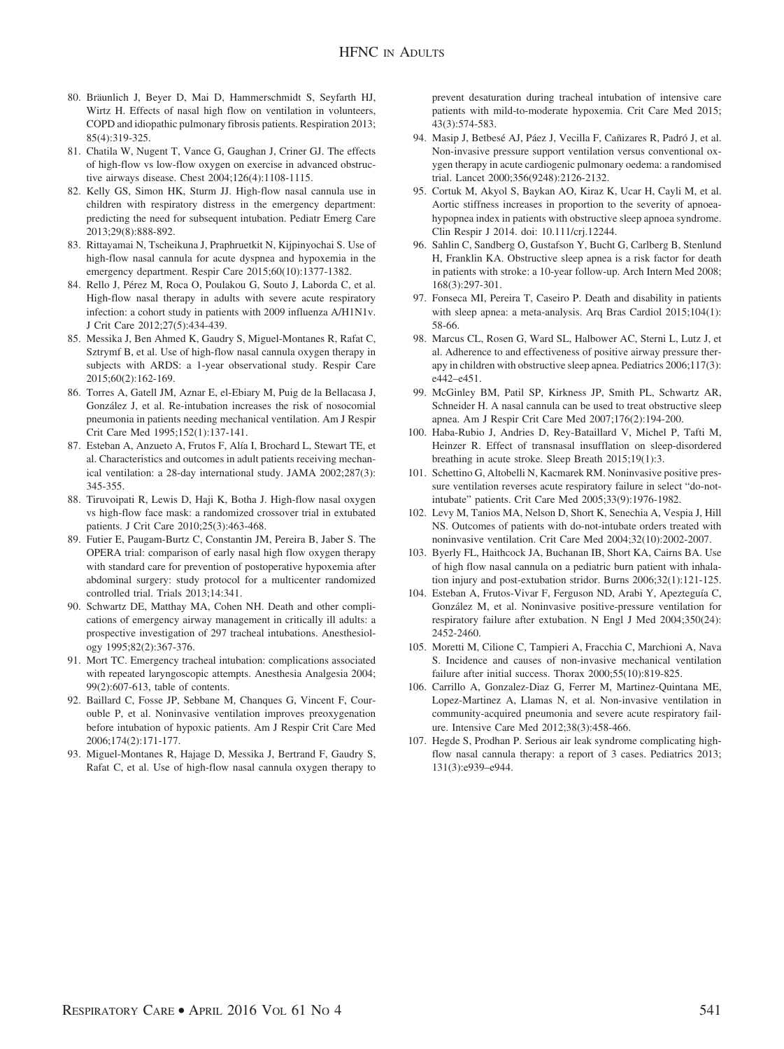80. Bräunlich J, Beyer D, Mai D, Hammerschmidt S, Seyfarth HJ, Wirtz H. Effects of nasal high flow on ventilation in volunteers, COPD and idiopathic pulmonary fibrosis patients. Respiration 2013; 85(4):319-325.
81. Chatila W, Nugent T, Vance G, Gaughan J, Criner GJ. The effects of high-flow vs low-flow oxygen on exercise in advanced obstructive airways disease. Chest 2004;126(4):1108-1115.
82. Kelly GS, Simon HK, Sturm JJ. High-flow nasal cannula use in children with respiratory distress in the emergency department: predicting the need for subsequent intubation. Pediatr Emerg Care 2013;29(8):888-892.
83. Rittayamai N, Tscheikuna J, Praphruetkit N, Kijpinyochai S. Use of high-flow nasal cannula for acute dyspnea and hypoxemia in the emergency department. Respir Care 2015;60(10):1377-1382.
84. Rello J, Pérez M, Roca O, Poulakou G, Souto J, Laborda C, et al. High-flow nasal therapy in adults with severe acute respiratory infection: a cohort study in patients with 2009 influenza A/H1N1v. J Crit Care 2012;27(5):434-439.
85. Messika J, Ben Ahmed K, Gaudry S, Miguel-Montanes R, Rafat C, Sztrymf B, et al. Use of high-flow nasal cannula oxygen therapy in subjects with ARDS: a 1-year observational study. Respir Care 2015;60(2):162-169.
86. Torres A, Gatell JM, Aznar E, el-Ebiary M, Puig de la Bellacasa J, González J, et al. Re-intubation increases the risk of nosocomial pneumonia in patients needing mechanical ventilation. Am J Respir Crit Care Med 1995;152(1):137-141.
87. Esteban A, Anzueto A, Frutos F, Alía I, Brochard L, Stewart TE, et al. Characteristics and outcomes in adult patients receiving mechanical ventilation: a 28-day international study. JAMA 2002;287(3): 345-355.
88. Tiruvoipati R, Lewis D, Haji K, Botha J. High-flow nasal oxygen vs high-flow face mask: a randomized crossover trial in extubated patients. J Crit Care 2010;25(3):463-468.
89. Futier E, Paugam-Burtz C, Constantin JM, Pereira B, Jaber S. The OPERA trial: comparison of early nasal high flow oxygen therapy with standard care for prevention of postoperative hypoxemia after abdominal surgery: study protocol for a multicenter randomized controlled trial. Trials 2013;14:341.
90. Schwartz DE, Matthay MA, Cohen NH. Death and other complications of emergency airway management in critically ill adults: a prospective investigation of 297 tracheal intubations. Anesthesiology 1995;82(2):367-376.
91. Mort TC. Emergency tracheal intubation: complications associated with repeated laryngoscopic attempts. Anesthesia Analgesia 2004; 99(2):607-613, table of contents.
92. Baillard C, Fosse JP, Sebbane M, Chanques G, Vincent F, Courouble P, et al. Noninvasive ventilation improves preoxygenation before intubation of hypoxic patients. Am J Respir Crit Care Med 2006;174(2):171-177.
93. Miguel-Montanes R, Hajage D, Messika J, Bertrand F, Gaudry S, Rafat C, et al. Use of high-flow nasal cannula oxygen therapy to prevent desaturation during tracheal intubation of intensive care patients with mild-to-moderate hypoxemia. Crit Care Med 2015; 43(3):574-583.
94. Masip J, Betbesé AJ, Páez J, Vecilla F, Cañizares R, Padró J, et al. Non-invasive pressure support ventilation versus conventional oxygen therapy in acute cardiogenic pulmonary oedema: a randomised trial. Lancet 2000;356(9248):2126-2132.
95. Cortuk M, Akyol S, Baykan AO, Kiraz K, Ucar H, Cayli M, et al. Aortic stiffness increases in proportion to the severity of apnoea-hypopnea index in patients with obstructive sleep apnoea syndrome. Clin Respir J 2014. doi: 10.111/crj.12244.
96. Sahlin C, Sandberg O, Gustafson Y, Bucht G, Carlberg B, Stenlund H, Franklin KA. Obstructive sleep apnea is a risk factor for death in patients with stroke: a 10-year follow-up. Arch Intern Med 2008; 168(3):297-301.
97. Fonseca MI, Pereira T, Caseiro P. Death and disability in patients with sleep apnea: a meta-analysis. Arq Bras Cardiol 2015;104(1): 58-66.
98. Marcus CL, Rosen G, Ward SL, Halbower AC, Sterni L, Lutz J, et al. Adherence to and effectiveness of positive airway pressure therapy in children with obstructive sleep apnea. Pediatrics 2006;117(3): e442–e451.
99. McGinley BM, Patil SP, Kirkness JP, Smith PL, Schwartz AR, Schneider H. A nasal cannula can be used to treat obstructive sleep apnea. Am J Respir Crit Care Med 2007;176(2):194-200.
100. Haba-Rubio J, Andries D, Rey-Bataillard V, Michel P, Tafti M, Heinzer R. Effect of transnasal insufflation on sleep-disordered breathing in acute stroke. Sleep Breath 2015;19(1):3.
101. Schettino G, Altobelli N, Kacmarek RM. Noninvasive positive pressure ventilation reverses acute respiratory failure in select "do-not-intubate" patients. Crit Care Med 2005;33(9):1976-1982.
102. Levy M, Tanios MA, Nelson D, Short K, Senechia A, Vespia J, Hill NS. Outcomes of patients with do-not-intubate orders treated with noninvasive ventilation. Crit Care Med 2004;32(10):2002-2007.
103. Byerly FL, Haithcock JA, Buchanan IB, Short KA, Cairns BA. Use of high flow nasal cannula on a pediatric burn patient with inhalation injury and post-extubation stridor. Burns 2006;32(1):121-125.
104. Esteban A, Frutos-Vivar F, Ferguson ND, Arabi Y, Apezteguía C, González M, et al. Noninvasive positive-pressure ventilation for respiratory failure after extubation. N Engl J Med 2004;350(24): 2452-2460.
105. Moretti M, Cilione C, Tampieri A, Fracchia C, Marchioni A, Nava S. Incidence and causes of non-invasive mechanical ventilation failure after initial success. Thorax 2000;55(10):819-825.
106. Carrillo A, Gonzalez-Diaz G, Ferrer M, Martinez-Quintana ME, Lopez-Martinez A, Llamas N, et al. Non-invasive ventilation in community-acquired pneumonia and severe acute respiratory failure. Intensive Care Med 2012;38(3):458-466.
107. Hegde S, Prodhan P. Serious air leak syndrome complicating high-flow nasal cannula therapy: a report of 3 cases. Pediatrics 2013; 131(3):e939–e944.